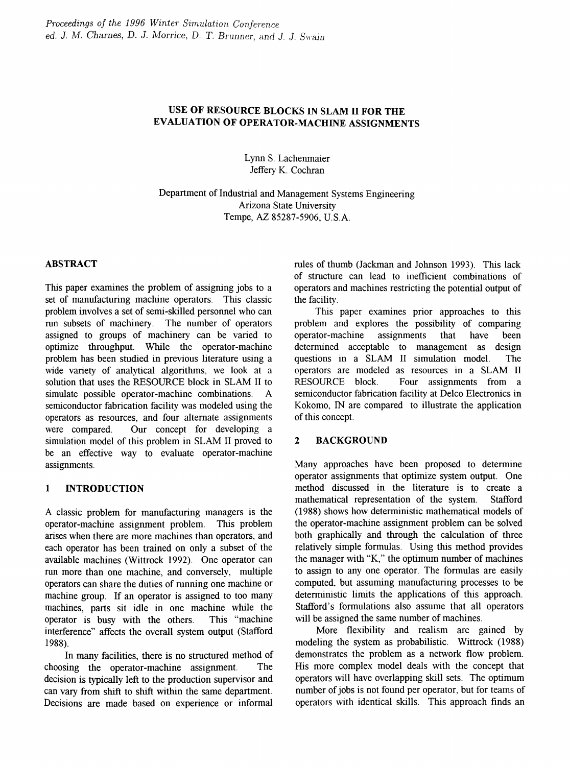# USE OF RESOURCE BLOCKS IN SLAM II FOR THE EVALUATION OF OPERATOR-MACHINE ASSIGNMENTS

Lynn S. Lachenmaier
Jeffery K. Cochran

Department of Industrial and Management Systems Engineering
Arizona State University
Tempe, AZ 85287-5906, U.S.A.

## ABSTRACT

This paper examines the problem of assigning jobs to a set of manufacturing machine operators. This classic problem involves a set of semi-skilled personnel who can run subsets of machinery. The number of operators assigned to groups of machinery can be varied to optimize throughput. While the operator-machine problem has been studied in previous literature using a wide variety of analytical algorithms, we look at a solution that uses the RESOURCE block in SLAM II to simulate possible operator-machine combinations. A semiconductor fabrication facility was modeled using the operators as resources, and four alternate assignments were compared. Our concept for developing a simulation model of this problem in SLAM II proved to be an effective way to evaluate operator-machine assignments.

## 1 INTRODUCTION

A classic problem for manufacturing managers is the operator-machine assignment problem. This problem arises when there are more machines than operators, and each operator has been trained on only a subset of the available machines (Wittrock 1992). One operator can run more than one machine, and conversely, multiple operators can share the duties of running one machine or machine group. If an operator is assigned to too many machines, parts sit idle in one machine while the operator is busy with the others. This "machine interference" affects the overall system output (Stafford 1988).

In many facilities, there is no structured method of choosing the operator-machine assignment. The decision is typically left to the production supervisor and can vary from shift to shift within the same department. Decisions are made based on experience or informal rules of thumb (Jackman and Johnson 1993). This lack of structure can lead to inefficient combinations of operators and machines restricting the potential output of the facility.

This paper examines prior approaches to this problem and explores the possibility of comparing operator-machine assignments that have been determined acceptable to management as design questions in a SLAM II simulation model. The operators are modeled as resources in a SLAM II RESOURCE block. Four assignments from a semiconductor fabrication facility at Delco Electronics in Kokomo, IN are compared to illustrate the application of this concept.

## 2 BACKGROUND

Many approaches have been proposed to determine operator assignments that optimize system output. One method discussed in the literature is to create a mathematical representation of the system. Stafford (1988) shows how deterministic mathematical models of the operator-machine assignment problem can be solved both graphically and through the calculation of three relatively simple formulas. Using this method provides the manager with "K," the optimum number of machines to assign to any one operator. The formulas are easily computed, but assuming manufacturing processes to be deterministic limits the applications of this approach. Stafford's formulations also assume that all operators will be assigned the same number of machines.

More flexibility and realism are gained by modeling the system as probabilistic. Wittrock (1988) demonstrates the problem as a network flow problem. His more complex model deals with the concept that operators will have overlapping skill sets. The optimum number of jobs is not found per operator, but for teams of operators with identical skills. This approach finds an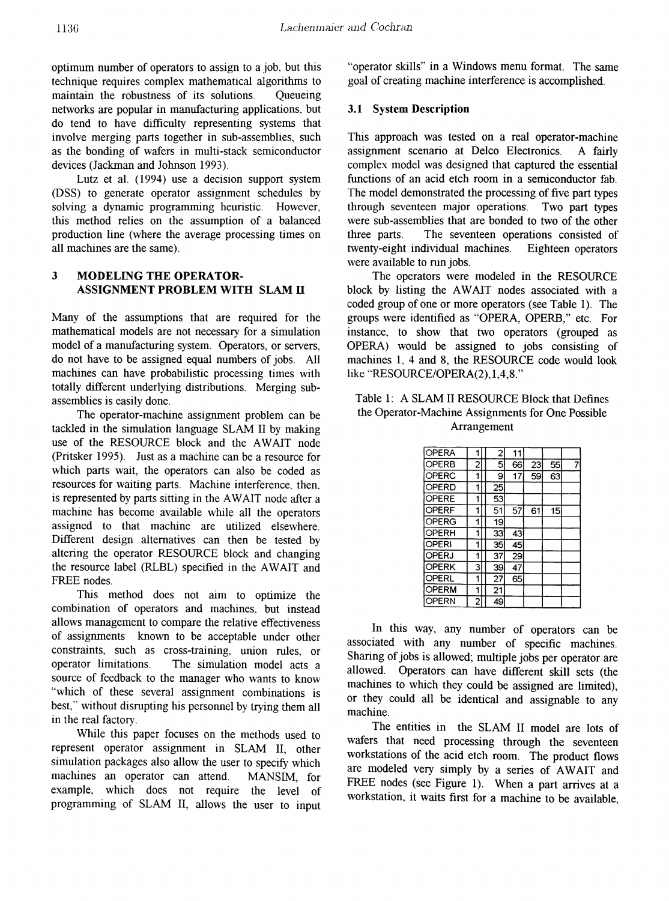optimum number of operators to assign to a job, but this technique requires complex mathematical algorithms to maintain the robustness of its solutions. Queueing networks are popular in manufacturing applications, but do tend to have difficulty representing systems that involve merging parts together in sub-assemblies, such as the bonding of wafers in multi-stack semiconductor devices (Jackman and Johnson 1993).

Lutz et al. (1994) use a decision support system (DSS) to generate operator assignment schedules by solving a dynamic programming heuristic. However, this method relies on the assumption of a balanced production line (where the average processing times on all machines are the same).

## 3 MODELING THE OPERATOR-ASSIGNMENT PROBLEM WITH SLAM II

Many of the assumptions that are required for the mathematical models are not necessary for a simulation model of a manufacturing system. Operators, or servers, do not have to be assigned equal numbers of jobs. All machines can have probabilistic processing times with totally different underlying distributions. Merging sub-assemblies is easily done.

The operator-machine assignment problem can be tackled in the simulation language SLAM II by making use of the RESOURCE block and the AWAIT node (Pritsker 1995). Just as a machine can be a resource for which parts wait, the operators can also be coded as resources for waiting parts. Machine interference, then, is represented by parts sitting in the AWAIT node after a machine has become available while all the operators assigned to that machine are utilized elsewhere. Different design alternatives can then be tested by altering the operator RESOURCE block and changing the resource label (RLBL) specified in the AWAIT and FREE nodes.

This method does not aim to optimize the combination of operators and machines, but instead allows management to compare the relative effectiveness of assignments known to be acceptable under other constraints, such as cross-training, union rules, or operator limitations. The simulation model acts a source of feedback to the manager who wants to know "which of these several assignment combinations is best," without disrupting his personnel by trying them all in the real factory.

While this paper focuses on the methods used to represent operator assignment in SLAM II, other simulation packages also allow the user to specify which machines an operator can attend. MANSIM, for example, which does not require the level of programming of SLAM II, allows the user to input "operator skills" in a Windows menu format. The same goal of creating machine interference is accomplished.

### 3.1 System Description

This approach was tested on a real operator-machine assignment scenario at Delco Electronics. A fairly complex model was designed that captured the essential functions of an acid etch room in a semiconductor fab. The model demonstrated the processing of five part types through seventeen major operations. Two part types were sub-assemblies that are bonded to two of the other three parts. The seventeen operations consisted of twenty-eight individual machines. Eighteen operators were available to run jobs.

The operators were modeled in the RESOURCE block by listing the AWAIT nodes associated with a coded group of one or more operators (see Table 1). The groups were identified as "OPERA, OPERB," etc. For instance, to show that two operators (grouped as OPERA) would be assigned to jobs consisting of machines 1, 4 and 8, the RESOURCE code would look like "RESOURCE/OPERA(2),1,4,8."

Table 1: A SLAM II RESOURCE Block that Defines the Operator-Machine Assignments for One Possible Arrangement

| | | | | | | |
|---|---|---|---|---|---|---|
| OPERA | 1 | 2 | 11 | | | |
| OPERB | 2 | 5 | 66 | 23 | 55 | 7 |
| OPERC | 1 | 9 | 17 | 59 | 63 | |
| OPERD | 1 | 25 | | | | |
| OPERE | 1 | 53 | | | | |
| OPERF | 1 | 51 | 57 | 61 | 15 | |
| OPERG | 1 | 19 | | | | |
| OPERH | 1 | 33 | 43 | | | |
| OPERI | 1 | 35 | 45 | | | |
| OPERJ | 1 | 37 | 29 | | | |
| OPERK | 3 | 39 | 47 | | | |
| OPERL | 1 | 27 | 65 | | | |
| OPERM | 1 | 21 | | | | |
| OPERN | 2 | 49 | | | | |

In this way, any number of operators can be associated with any number of specific machines. Sharing of jobs is allowed; multiple jobs per operator are allowed. Operators can have different skill sets (the machines to which they could be assigned are limited), or they could all be identical and assignable to any machine.

The entities in the SLAM II model are lots of wafers that need processing through the seventeen workstations of the acid etch room. The product flows are modeled very simply by a series of AWAIT and FREE nodes (see Figure 1). When a part arrives at a workstation, it waits first for a machine to be available,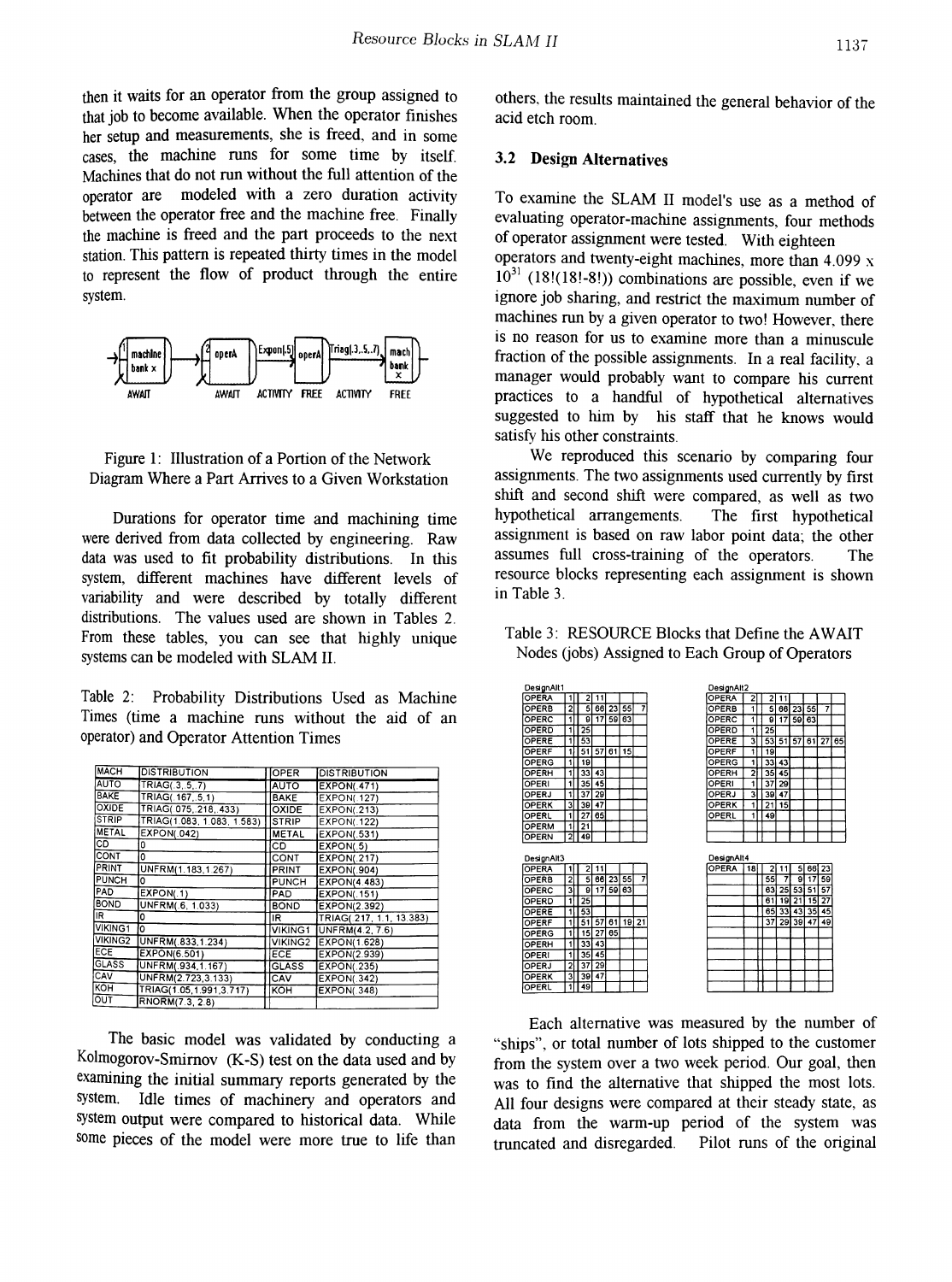then it waits for an operator from the group assigned to that job to become available. When the operator finishes her setup and measurements, she is freed, and in some cases, the machine runs for some time by itself. Machines that do not run without the full attention of the operator are modeled with a zero duration activity between the operator free and the machine free. Finally the machine is freed and the part proceeds to the next station. This pattern is repeated thirty times in the model to represent the flow of product through the entire system.

Figure 1: Illustration of a Portion of the Network Diagram Where a Part Arrives to a Given Workstation

Durations for operator time and machining time were derived from data collected by engineering. Raw data was used to fit probability distributions. In this system, different machines have different levels of variability and were described by totally different distributions. The values used are shown in Tables 2. From these tables, you can see that highly unique systems can be modeled with SLAM II.

Table 2: Probability Distributions Used as Machine Times (time a machine runs without the aid of an operator) and Operator Attention Times

| MACH | DISTRIBUTION | OPER | DISTRIBUTION |
|---|---|---|---|
| AUTO | TRIAG(.3,.5,.7) | AUTO | EXPON(.471) |
| BAKE | TRIAG(.167,.5,1) | BAKE | EXPON(.127) |
| OXIDE | TRIAG(.075,.218,.433) | OXIDE | EXPON(.213) |
| STRIP | TRIAG(1.083, 1.083, 1.583) | STRIP | EXPON(.122) |
| METAL | EXPON(.042) | METAL | EXPON(.531) |
| CD | 0 | CD | EXPON(.5) |
| CONT | 0 | CONT | EXPON(.217) |
| PRINT | UNFRM(1.183,1.267) | PRINT | EXPON(.904) |
| PUNCH | 0 | PUNCH | EXPON(4.483) |
| PAD | EXPON(.1) | PAD | EXPON(.151) |
| BOND | UNFRM(.6, 1.033) | BOND | EXPON(2.392) |
| IR | 0 | IR | TRIAG(.217, 1.1, 13.383) |
| VIKING1 | 0 | VIKING1 | UNFRM(4.2, 7.6) |
| VIKING2 | UNFRM(.833,1.234) | VIKING2 | EXPON(1.628) |
| ECE | EXPON(6.501) | ECE | EXPON(2.939) |
| GLASS | UNFRM(.934,1.167) | GLASS | EXPON(.235) |
| CAV | UNFRM(2.723,3.133) | CAV | EXPON(.342) |
| KOH | TRIAG(1.05,1.991,3.717) | KOH | EXPON(.348) |
| OUT | RNORM(7.3, 2.8) | | |

The basic model was validated by conducting a Kolmogorov-Smirnov (K-S) test on the data used and by examining the initial summary reports generated by the system. Idle times of machinery and operators and system output were compared to historical data. While some pieces of the model were more true to life than others, the results maintained the general behavior of the acid etch room.

### 3.2 Design Alternatives

To examine the SLAM II model's use as a method of evaluating operator-machine assignments, four methods of operator assignment were tested. With eighteen operators and twenty-eight machines, more than 4.099 x $10^{31}$ (18!(18!-8!)) combinations are possible, even if we ignore job sharing, and restrict the maximum number of machines run by a given operator to two! However, there is no reason for us to examine more than a minuscule fraction of the possible assignments. In a real facility, a manager would probably want to compare his current practices to a handful of hypothetical alternatives suggested to him by his staff that he knows would satisfy his other constraints.

We reproduced this scenario by comparing four assignments. The two assignments used currently by first shift and second shift were compared, as well as two hypothetical arrangements. The first hypothetical assignment is based on raw labor point data; the other assumes full cross-training of the operators. The resource blocks representing each assignment is shown in Table 3.

Table 3: RESOURCE Blocks that Define the AWAIT Nodes (jobs) Assigned to Each Group of Operators

DesignAlt1

| | | | | | | | |
|---|---|---|---|---|---|---|---|
| OPERA | 1 | 2 | 11 | | | | |
| OPERB | 2 | 5 | 66 | 23 | 55 | 7 | |
| OPERC | 1 | 9 | 17 | 59 | 63 | | |
| OPERD | 1 | 25 | | | | | |
| OPERE | 1 | 53 | | | | | |
| OPERF | 1 | 51 | 57 | 61 | 15 | | |
| OPERG | 1 | 19 | | | | | |
| OPERH | 1 | 33 | 43 | | | | |
| OPERI | 1 | 35 | 45 | | | | |
| OPERJ | 1 | 37 | 29 | | | | |
| OPERK | 3 | 39 | 47 | | | | |
| OPERL | 1 | 27 | 65 | | | | |
| OPERM | 1 | 21 | | | | | |
| OPERN | 2 | 49 | | | | | |

DesignAlt2

| | | | | | | | |
|---|---|---|---|---|---|---|---|
| OPERA | 2 | 2 | 11 | | | | |
| OPERB | 1 | 5 | 66 | 23 | 55 | 7 | |
| OPERC | 1 | 9 | 17 | 59 | 63 | | |
| OPERD | 1 | 25 | | | | | |
| OPERE | 3 | 53 | 51 | 57 | 61 | 27 | 65 |
| OPERF | 1 | 19 | | | | | |
| OPERG | 1 | 33 | 43 | | | | |
| OPERH | 2 | 35 | 45 | | | | |
| OPERI | 1 | 37 | 29 | | | | |
| OPERJ | 3 | 39 | 47 | | | | |
| OPERK | 1 | 21 | 15 | | | | |
| OPERL | 1 | 49 | | | | | |

DesignAlt3

| | | | | | | | |
|---|---|---|---|---|---|---|---|
| OPERA | 1 | 2 | 11 | | | | |
| OPERB | 2 | 5 | 66 | 23 | 55 | 7 | |
| OPERC | 3 | 9 | 17 | 59 | 63 | | |
| OPERD | 1 | 25 | | | | | |
| OPERE | 1 | 53 | | | | | |
| OPERF | 1 | 51 | 57 | 61 | 19 | 21 | |
| OPERG | 1 | 15 | 27 | 65 | | | |
| OPERH | 1 | 33 | 43 | | | | |
| OPERI | 1 | 35 | 45 | | | | |
| OPERJ | 2 | 37 | 29 | | | | |
| OPERK | 3 | 39 | 47 | | | | |
| OPERL | 1 | 49 | | | | | |

DesignAlt4

| | | | | | | |
|---|---|---|---|---|---|---|
| OPERA | 18 | 2 | 11 | 5 | 66 | 23 |
| | | 55 | 7 | 9 | 17 | 59 |
| | | 63 | 25 | 53 | 51 | 57 |
| | | 61 | 19 | 21 | 15 | 27 |
| | | 65 | 33 | 43 | 35 | 45 |
| | | 37 | 29 | 39 | 47 | 49 |

Each alternative was measured by the number of "ships", or total number of lots shipped to the customer from the system over a two week period. Our goal, then was to find the alternative that shipped the most lots. All four designs were compared at their steady state, as data from the warm-up period of the system was truncated and disregarded. Pilot runs of the original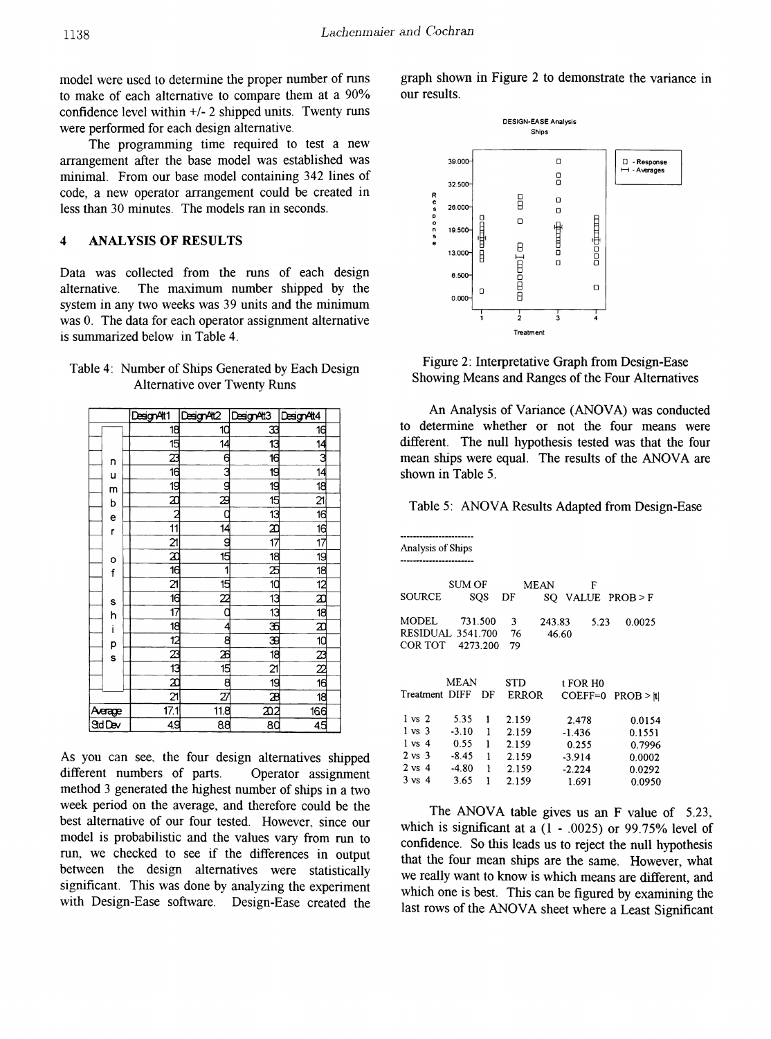model were used to determine the proper number of runs to make of each alternative to compare them at a 90% confidence level within +/- 2 shipped units. Twenty runs were performed for each design alternative.

The programming time required to test a new arrangement after the base model was established was minimal. From our base model containing 342 lines of code, a new operator arrangement could be created in less than 30 minutes. The models ran in seconds.

## 4 ANALYSIS OF RESULTS

Data was collected from the runs of each design alternative. The maximum number shipped by the system in any two weeks was 39 units and the minimum was 0. The data for each operator assignment alternative is summarized below in Table 4.

Table 4: Number of Ships Generated by Each Design Alternative over Twenty Runs

| | DesignAlt1 | DesignAlt2 | DesignAlt3 | DesignAlt4 |
|---|---|---|---|---|
| number of ships | 18 | 10 | 33 | 16 |
| | 15 | 14 | 13 | 14 |
| | 23 | 6 | 16 | 3 |
| | 16 | 3 | 19 | 14 |
| | 19 | 9 | 19 | 18 |
| | 20 | 29 | 15 | 21 |
| | 2 | 0 | 13 | 16 |
| | 11 | 14 | 20 | 16 |
| | 21 | 9 | 17 | 17 |
| | 20 | 15 | 18 | 19 |
| | 16 | 1 | 25 | 18 |
| | 21 | 15 | 10 | 12 |
| | 16 | 22 | 13 | 20 |
| | 17 | 0 | 13 | 18 |
| | 18 | 4 | 35 | 20 |
| | 12 | 8 | 39 | 10 |
| | 23 | 26 | 18 | 23 |
| | 13 | 15 | 21 | 22 |
| | 20 | 8 | 19 | 16 |
| | 21 | 27 | 28 | 18 |
| Average | 17.1 | 11.8 | 20.2 | 16.6 |
| Std Dev | 4.9 | 8.8 | 8.0 | 4.5 |

As you can see, the four design alternatives shipped different numbers of parts. Operator assignment method 3 generated the highest number of ships in a two week period on the average, and therefore could be the best alternative of our four tested. However, since our model is probabilistic and the values vary from run to run, we checked to see if the differences in output between the design alternatives were statistically significant. This was done by analyzing the experiment with Design-Ease software. Design-Ease created the graph shown in Figure 2 to demonstrate the variance in our results.

Figure 2: Interpretative Graph from Design-Ease Showing Means and Ranges of the Four Alternatives

An Analysis of Variance (ANOVA) was conducted to determine whether or not the four means were different. The null hypothesis tested was that the four mean ships were equal. The results of the ANOVA are shown in Table 5.

Table 5: ANOVA Results Adapted from Design-Ease

Analysis of Ships

| SOURCE | SUM OF SQS | DF | MEAN SQ | F VALUE | PROB > F |
|---|---|---|---|---|---|
| MODEL | 731.500 | 3 | 243.83 | 5.23 | 0.0025 |
| RESIDUAL | 3541.700 | 76 | 46.60 | | |
| COR TOT | 4273.200 | 79 | | | |

| Treatment | MEAN DIFF | DF | STD ERROR | t FOR H0 COEFF=0 | PROB > \|t\| |
|---|---|---|---|---|---|
| 1 vs 2 | 5.35 | 1 | 2.159 | 2.478 | 0.0154 |
| 1 vs 3 | -3.10 | 1 | 2.159 | -1.436 | 0.1551 |
| 1 vs 4 | 0.55 | 1 | 2.159 | 0.255 | 0.7996 |
| 2 vs 3 | -8.45 | 1 | 2.159 | -3.914 | 0.0002 |
| 2 vs 4 | -4.80 | 1 | 2.159 | -2.224 | 0.0292 |
| 3 vs 4 | 3.65 | 1 | 2.159 | 1.691 | 0.0950 |

The ANOVA table gives us an F value of 5.23, which is significant at a (1 - .0025) or 99.75% level of confidence. So this leads us to reject the null hypothesis that the four mean ships are the same. However, what we really want to know is which means are different, and which one is best. This can be figured by examining the last rows of the ANOVA sheet where a Least Significant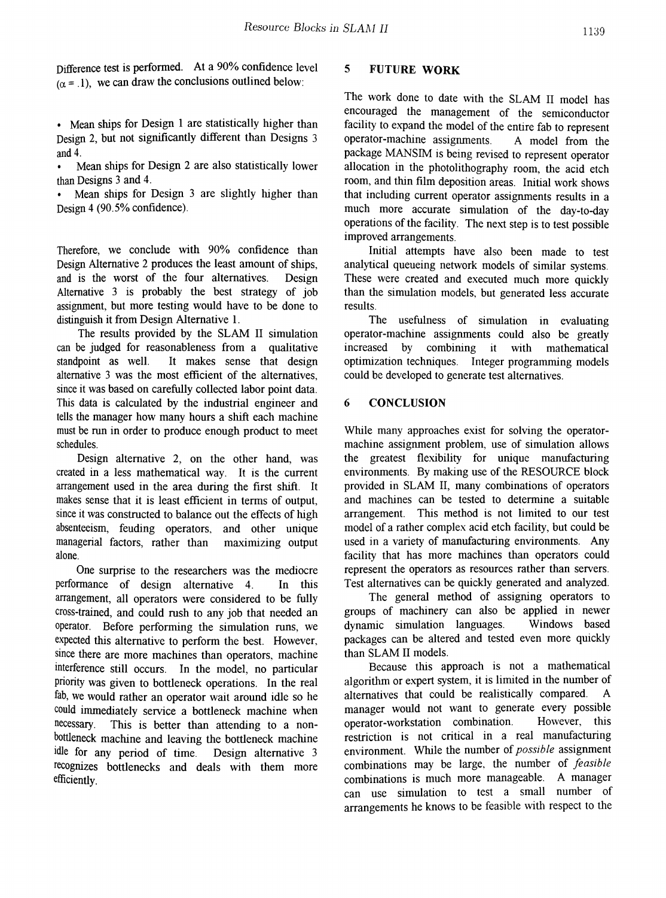Difference test is performed. At a 90% confidence level ($\alpha = .1$), we can draw the conclusions outlined below:

- Mean ships for Design 1 are statistically higher than Design 2, but not significantly different than Designs 3 and 4.
- Mean ships for Design 2 are also statistically lower than Designs 3 and 4.
- Mean ships for Design 3 are slightly higher than Design 4 (90.5% confidence).

Therefore, we conclude with 90% confidence than Design Alternative 2 produces the least amount of ships, and is the worst of the four alternatives. Design Alternative 3 is probably the best strategy of job assignment, but more testing would have to be done to distinguish it from Design Alternative 1.

The results provided by the SLAM II simulation can be judged for reasonableness from a qualitative standpoint as well. It makes sense that design alternative 3 was the most efficient of the alternatives, since it was based on carefully collected labor point data. This data is calculated by the industrial engineer and tells the manager how many hours a shift each machine must be run in order to produce enough product to meet schedules.

Design alternative 2, on the other hand, was created in a less mathematical way. It is the current arrangement used in the area during the first shift. It makes sense that it is least efficient in terms of output, since it was constructed to balance out the effects of high absenteeism, feuding operators, and other unique managerial factors, rather than maximizing output alone.

One surprise to the researchers was the mediocre performance of design alternative 4. In this arrangement, all operators were considered to be fully cross-trained, and could rush to any job that needed an operator. Before performing the simulation runs, we expected this alternative to perform the best. However, since there are more machines than operators, machine interference still occurs. In the model, no particular priority was given to bottleneck operations. In the real fab, we would rather an operator wait around idle so he could immediately service a bottleneck machine when necessary. This is better than attending to a non-bottleneck machine and leaving the bottleneck machine idle for any period of time. Design alternative 3 recognizes bottlenecks and deals with them more efficiently.

## 5 FUTURE WORK

The work done to date with the SLAM II model has encouraged the management of the semiconductor facility to expand the model of the entire fab to represent operator-machine assignments. A model from the package MANSIM is being revised to represent operator allocation in the photolithography room, the acid etch room, and thin film deposition areas. Initial work shows that including current operator assignments results in a much more accurate simulation of the day-to-day operations of the facility. The next step is to test possible improved arrangements.

Initial attempts have also been made to test analytical queueing network models of similar systems. These were created and executed much more quickly than the simulation models, but generated less accurate results.

The usefulness of simulation in evaluating operator-machine assignments could also be greatly increased by combining it with mathematical optimization techniques. Integer programming models could be developed to generate test alternatives.

## 6 CONCLUSION

While many approaches exist for solving the operator-machine assignment problem, use of simulation allows the greatest flexibility for unique manufacturing environments. By making use of the RESOURCE block provided in SLAM II, many combinations of operators and machines can be tested to determine a suitable arrangement. This method is not limited to our test model of a rather complex acid etch facility, but could be used in a variety of manufacturing environments. Any facility that has more machines than operators could represent the operators as resources rather than servers. Test alternatives can be quickly generated and analyzed.

The general method of assigning operators to groups of machinery can also be applied in newer dynamic simulation languages. Windows based packages can be altered and tested even more quickly than SLAM II models.

Because this approach is not a mathematical algorithm or expert system, it is limited in the number of alternatives that could be realistically compared. A manager would not want to generate every possible operator-workstation combination. However, this restriction is not critical in a real manufacturing environment. While the number of *possible* assignment combinations may be large, the number of *feasible* combinations is much more manageable. A manager can use simulation to test a small number of arrangements he knows to be feasible with respect to the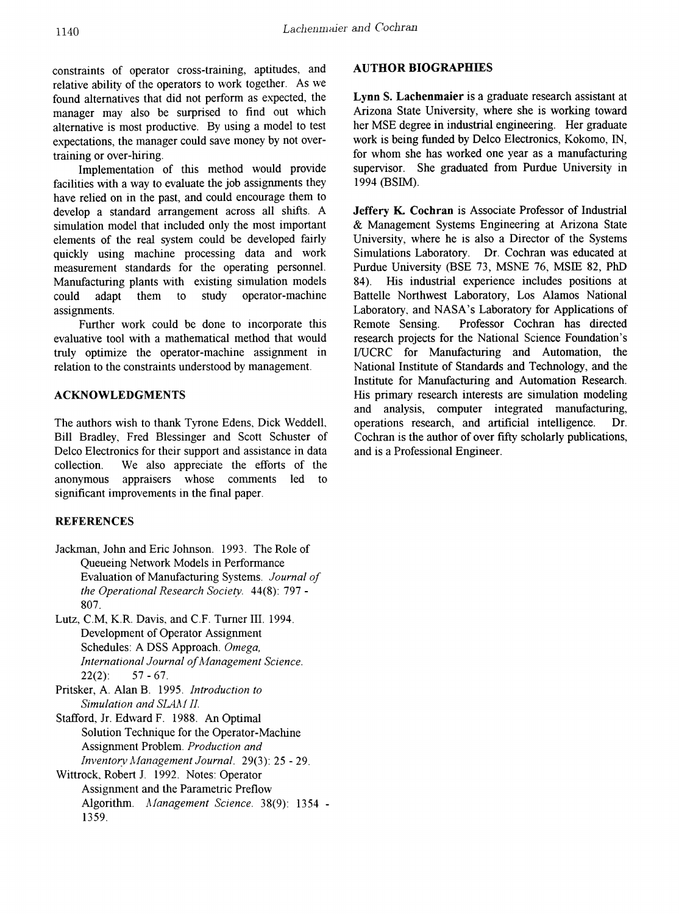constraints of operator cross-training, aptitudes, and relative ability of the operators to work together. As we found alternatives that did not perform as expected, the manager may also be surprised to find out which alternative is most productive. By using a model to test expectations, the manager could save money by not over-training or over-hiring.

Implementation of this method would provide facilities with a way to evaluate the job assignments they have relied on in the past, and could encourage them to develop a standard arrangement across all shifts. A simulation model that included only the most important elements of the real system could be developed fairly quickly using machine processing data and work measurement standards for the operating personnel. Manufacturing plants with existing simulation models could adapt them to study operator-machine assignments.

Further work could be done to incorporate this evaluative tool with a mathematical method that would truly optimize the operator-machine assignment in relation to the constraints understood by management.

## ACKNOWLEDGMENTS

The authors wish to thank Tyrone Edens, Dick Weddell, Bill Bradley, Fred Blessinger and Scott Schuster of Delco Electronics for their support and assistance in data collection. We also appreciate the efforts of the anonymous appraisers whose comments led to significant improvements in the final paper.

## REFERENCES

Jackman, John and Eric Johnson. 1993. The Role of Queueing Network Models in Performance Evaluation of Manufacturing Systems. *Journal of the Operational Research Society*. 44(8): 797 - 807.

Lutz, C.M, K.R. Davis, and C.F. Turner III. 1994. Development of Operator Assignment Schedules: A DSS Approach. *Omega, International Journal of Management Science*. 22(2): 57 - 67.

Pritsker, A. Alan B. 1995. *Introduction to Simulation and SLAM II*.

Stafford, Jr. Edward F. 1988. An Optimal Solution Technique for the Operator-Machine Assignment Problem. *Production and Inventory Management Journal*. 29(3): 25 - 29.

Wittrock, Robert J. 1992. Notes: Operator Assignment and the Parametric Preflow Algorithm. *Management Science*. 38(9): 1354 - 1359.

## AUTHOR BIOGRAPHIES

**Lynn S. Lachenmaier** is a graduate research assistant at Arizona State University, where she is working toward her MSE degree in industrial engineering. Her graduate work is being funded by Delco Electronics, Kokomo, IN, for whom she has worked one year as a manufacturing supervisor. She graduated from Purdue University in 1994 (BSIM).

**Jeffery K. Cochran** is Associate Professor of Industrial & Management Systems Engineering at Arizona State University, where he is also a Director of the Systems Simulations Laboratory. Dr. Cochran was educated at Purdue University (BSE 73, MSNE 76, MSIE 82, PhD 84). His industrial experience includes positions at Battelle Northwest Laboratory, Los Alamos National Laboratory, and NASA's Laboratory for Applications of Remote Sensing. Professor Cochran has directed research projects for the National Science Foundation's I/UCRC for Manufacturing and Automation, the National Institute of Standards and Technology, and the Institute for Manufacturing and Automation Research. His primary research interests are simulation modeling and analysis, computer integrated manufacturing, operations research, and artificial intelligence. Dr. Cochran is the author of over fifty scholarly publications, and is a Professional Engineer.